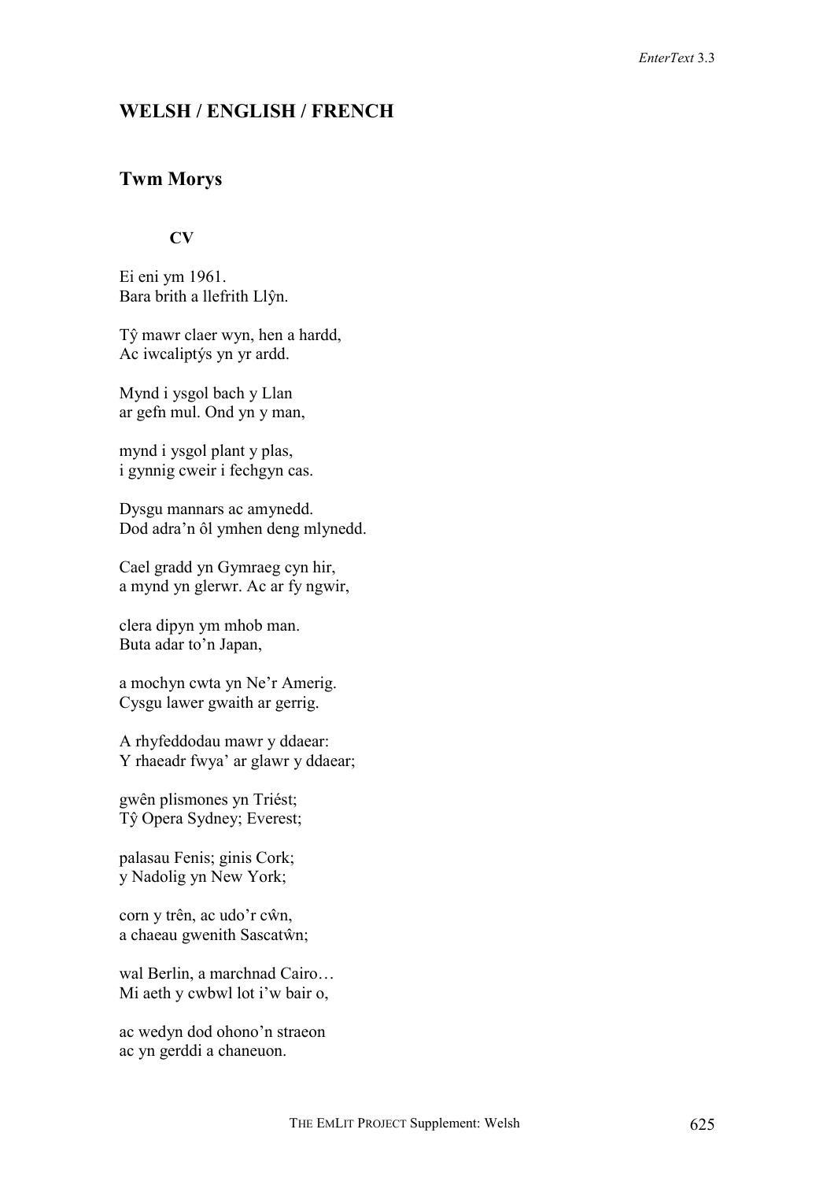# WELSH / ENGLISH / FRENCH

## Twm Morys

### CV

Ei eni ym 1961.
Bara brith a llefrith Llŷn.

Tŷ mawr claer wyn, hen a hardd,
Ac iwcaliptýs yn yr ardd.

Mynd i ysgol bach y Llan
ar gefn mul. Ond yn y man,

mynd i ysgol plant y plas,
i gynnig cweir i fechgyn cas.

Dysgu mannars ac amynedd.
Dod adra'n ôl ymhen deng mlynedd.

Cael gradd yn Gymraeg cyn hir,
a mynd yn glerwr. Ac ar fy ngwir,

clera dipyn ym mhob man.
Buta adar to'n Japan,

a mochyn cwta yn Ne'r Amerig.
Cysgu lawer gwaith ar gerrig.

A rhyfeddodau mawr y ddaear:
Y rhaeadr fwya' ar glawr y ddaear;

gwên plismones yn Triést;
Tŷ Opera Sydney; Everest;

palasau Fenis; ginis Cork;
y Nadolig yn New York;

corn y trên, ac udo'r cŵn,
a chaeau gwenith Sascatŵn;

wal Berlin, a marchnad Cairo…
Mi aeth y cwbwl lot i'w bair o,

ac wedyn dod ohono'n straeon
ac yn gerddi a chaneuon.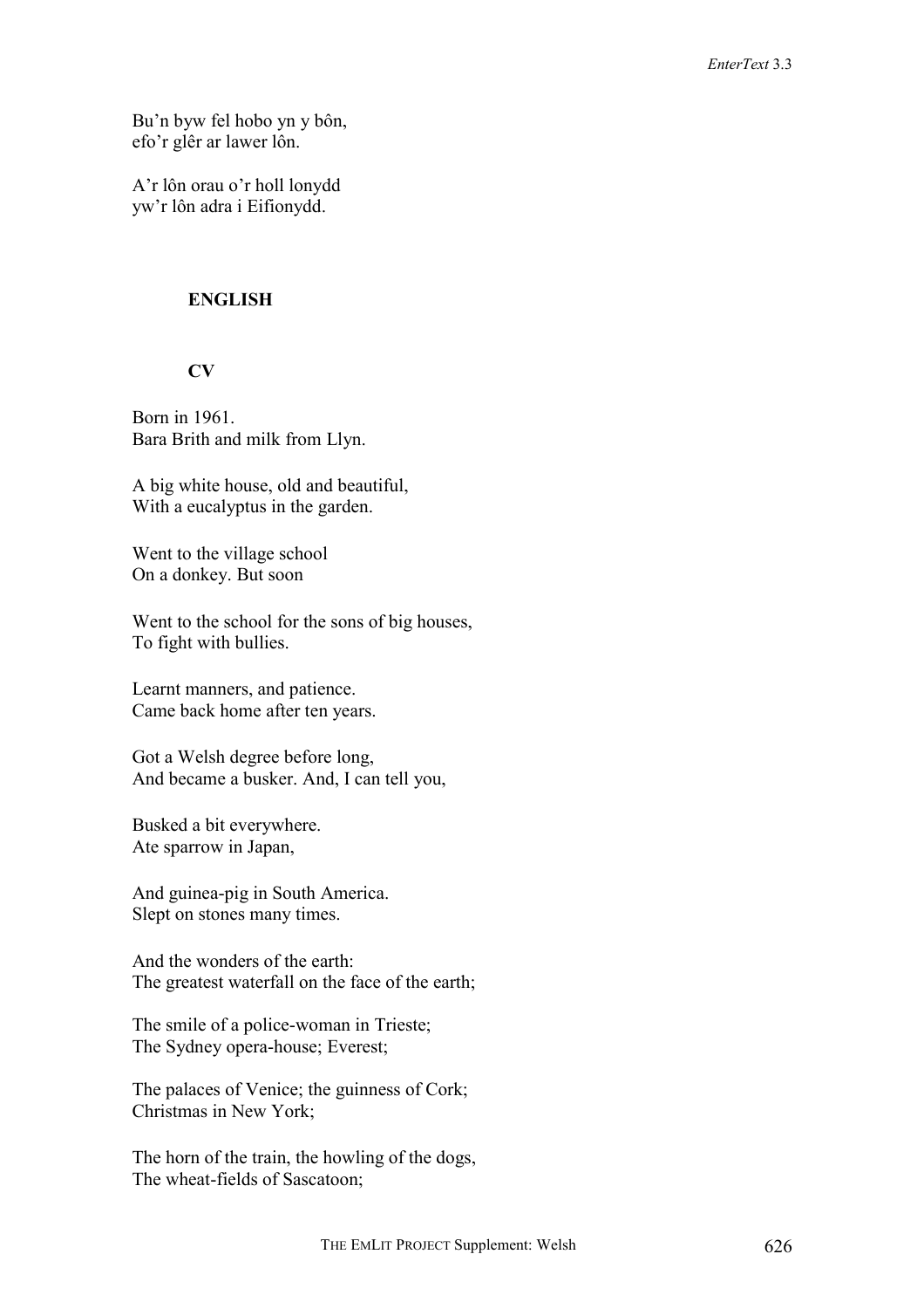Bu'n byw fel hobo yn y bôn,  
efo'r glêr ar lawer lôn.

A'r lôn orau o'r holl lonydd  
yw'r lôn adra i Eifionydd.

## ENGLISH

### CV

Born in 1961.  
Bara Brith and milk from Llyn.

A big white house, old and beautiful,  
With a eucalyptus in the garden.

Went to the village school  
On a donkey. But soon

Went to the school for the sons of big houses,  
To fight with bullies.

Learnt manners, and patience.  
Came back home after ten years.

Got a Welsh degree before long,  
And became a busker. And, I can tell you,

Busked a bit everywhere.  
Ate sparrow in Japan,

And guinea-pig in South America.  
Slept on stones many times.

And the wonders of the earth:  
The greatest waterfall on the face of the earth;

The smile of a police-woman in Trieste;  
The Sydney opera-house; Everest;

The palaces of Venice; the guinness of Cork;  
Christmas in New York;

The horn of the train, the howling of the dogs,  
The wheat-fields of Sascatoon;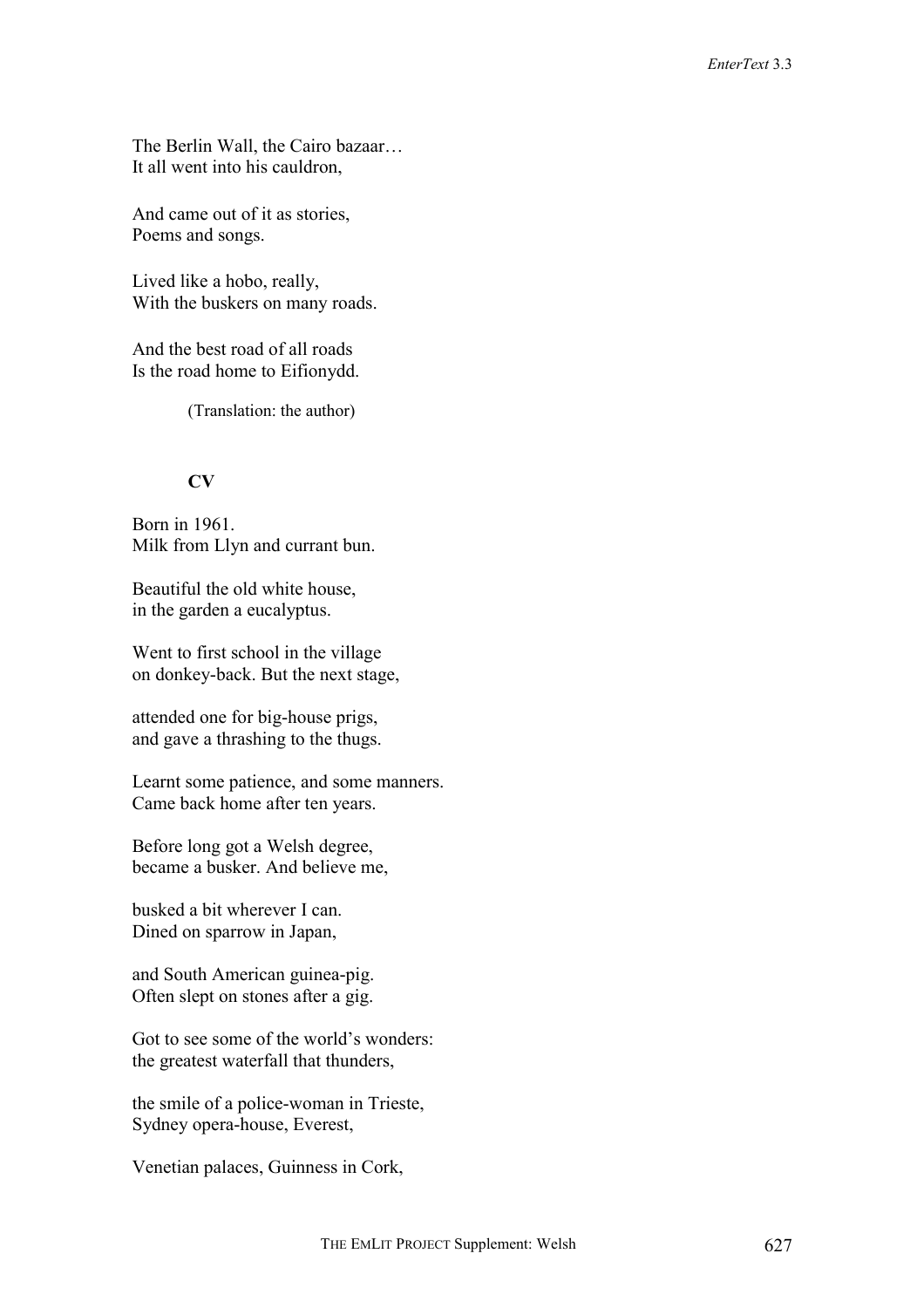The Berlin Wall, the Cairo bazaar…
It all went into his cauldron,

And came out of it as stories,
Poems and songs.

Lived like a hobo, really,
With the buskers on many roads.

And the best road of all roads
Is the road home to Eifionydd.

(Translation: the author)

**CV**

Born in 1961.
Milk from Llyn and currant bun.

Beautiful the old white house,
in the garden a eucalyptus.

Went to first school in the village
on donkey-back. But the next stage,

attended one for big-house prigs,
and gave a thrashing to the thugs.

Learnt some patience, and some manners.
Came back home after ten years.

Before long got a Welsh degree,
became a busker. And believe me,

busked a bit wherever I can.
Dined on sparrow in Japan,

and South American guinea-pig.
Often slept on stones after a gig.

Got to see some of the world's wonders:
the greatest waterfall that thunders,

the smile of a police-woman in Trieste,
Sydney opera-house, Everest,

Venetian palaces, Guinness in Cork,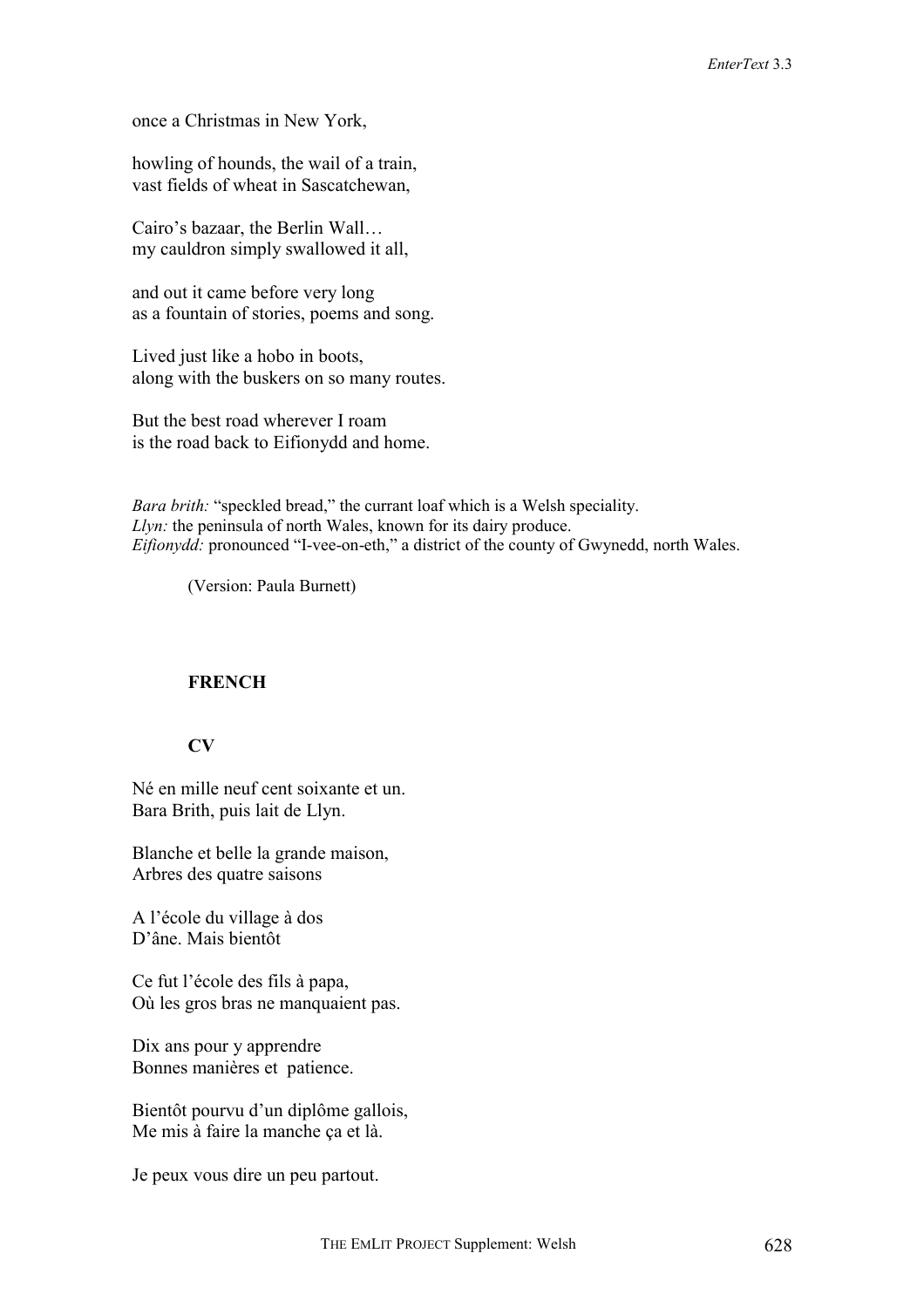once a Christmas in New York,

howling of hounds, the wail of a train,
vast fields of wheat in Sascatchewan,

Cairo's bazaar, the Berlin Wall…
my cauldron simply swallowed it all,

and out it came before very long
as a fountain of stories, poems and song.

Lived just like a hobo in boots,
along with the buskers on so many routes.

But the best road wherever I roam
is the road back to Eifionydd and home.

*Bara brith:* "speckled bread," the currant loaf which is a Welsh speciality.
*Llyn:* the peninsula of north Wales, known for its dairy produce.
*Eifionydd:* pronounced "I-vee-on-eth," a district of the county of Gwynedd, north Wales.

(Version: Paula Burnett)

## FRENCH

### CV

Né en mille neuf cent soixante et un.
Bara Brith, puis lait de Llyn.

Blanche et belle la grande maison,
Arbres des quatre saisons

A l'école du village à dos
D'âne. Mais bientôt

Ce fut l'école des fils à papa,
Où les gros bras ne manquaient pas.

Dix ans pour y apprendre
Bonnes manières et patience.

Bientôt pourvu d'un diplôme gallois,
Me mis à faire la manche ça et là.

Je peux vous dire un peu partout.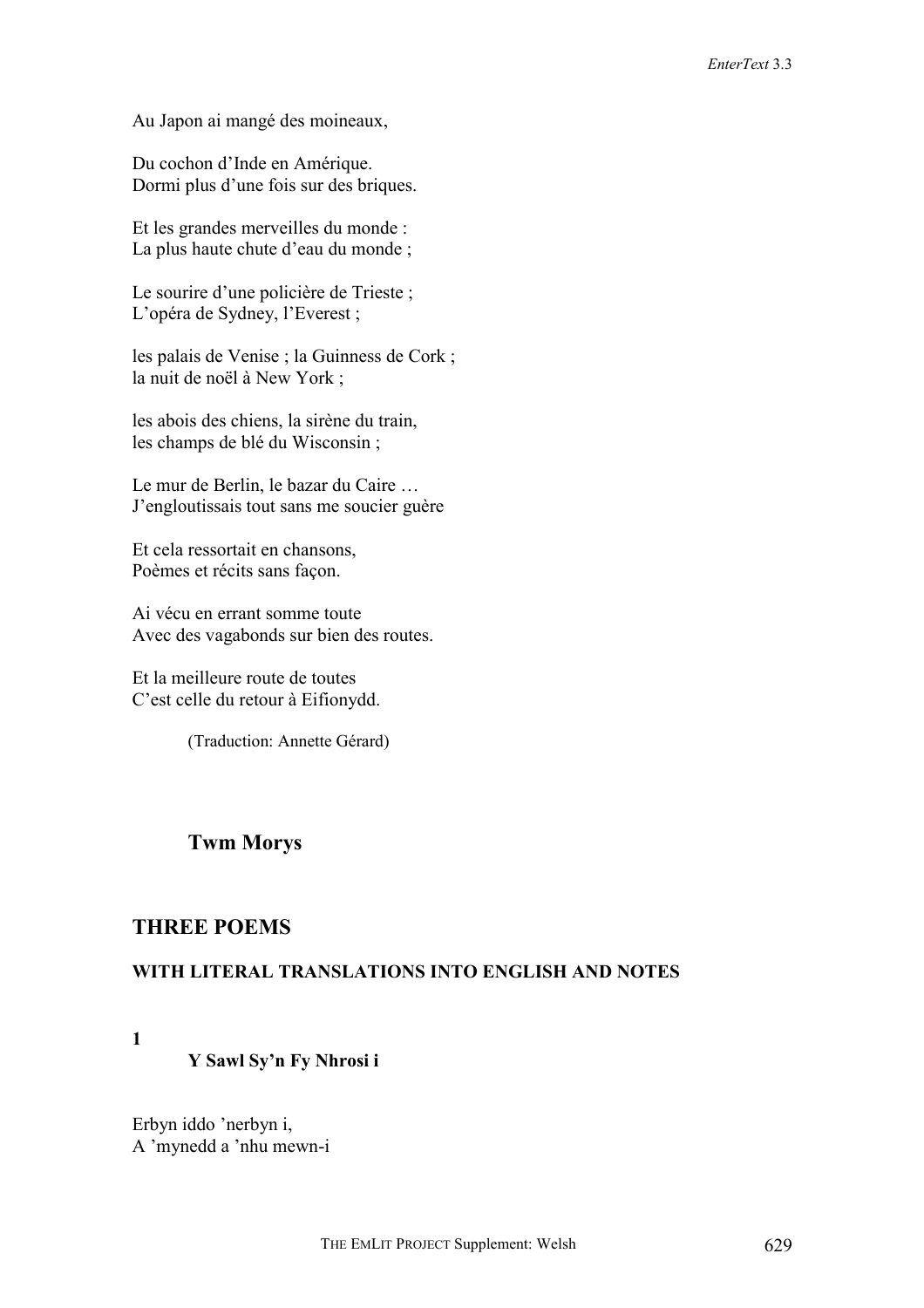Au Japon ai mangé des moineaux,

Du cochon d'Inde en Amérique.
Dormi plus d'une fois sur des briques.

Et les grandes merveilles du monde :
La plus haute chute d'eau du monde ;

Le sourire d'une policière de Trieste ;
L'opéra de Sydney, l'Everest ;

les palais de Venise ; la Guinness de Cork ;
la nuit de noël à New York ;

les abois des chiens, la sirène du train,
les champs de blé du Wisconsin ;

Le mur de Berlin, le bazar du Caire …
J'engloutissais tout sans me soucier guère

Et cela ressortait en chansons,
Poèmes et récits sans façon.

Ai vécu en errant somme toute
Avec des vagabonds sur bien des routes.

Et la meilleure route de toutes
C'est celle du retour à Eifionydd.

(Traduction: Annette Gérard)

## Twm Morys

## THREE POEMS

### WITH LITERAL TRANSLATIONS INTO ENGLISH AND NOTES

**1**

**Y Sawl Sy'n Fy Nhrosi i**

Erbyn iddo 'nerbyn i,
A 'mynedd a 'nhu mewn-i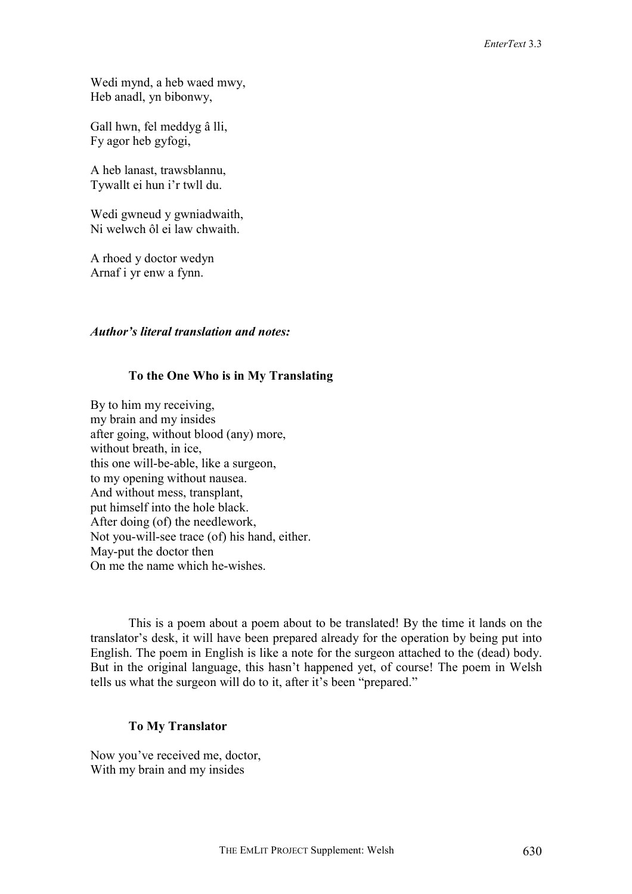Wedi mynd, a heb waed mwy,  
Heb anadl, yn bibonwy,

Gall hwn, fel meddyg â lli,  
Fy agor heb gyfogi,

A heb lanast, trawsblannu,  
Tywallt ei hun i'r twll du.

Wedi gwneud y gwniadwaith,  
Ni welwch ôl ei law chwaith.

A rhoed y doctor wedyn  
Arnaf i yr enw a fynn.

***Author's literal translation and notes:***

**To the One Who is in My Translating**

By to him my receiving,  
my brain and my insides  
after going, without blood (any) more,  
without breath, in ice,  
this one will-be-able, like a surgeon,  
to my opening without nausea.  
And without mess, transplant,  
put himself into the hole black.  
After doing (of) the needlework,  
Not you-will-see trace (of) his hand, either.  
May-put the doctor then  
On me the name which he-wishes.

This is a poem about a poem about to be translated! By the time it lands on the translator's desk, it will have been prepared already for the operation by being put into English. The poem in English is like a note for the surgeon attached to the (dead) body. But in the original language, this hasn't happened yet, of course! The poem in Welsh tells us what the surgeon will do to it, after it's been "prepared."

**To My Translator**

Now you've received me, doctor,  
With my brain and my insides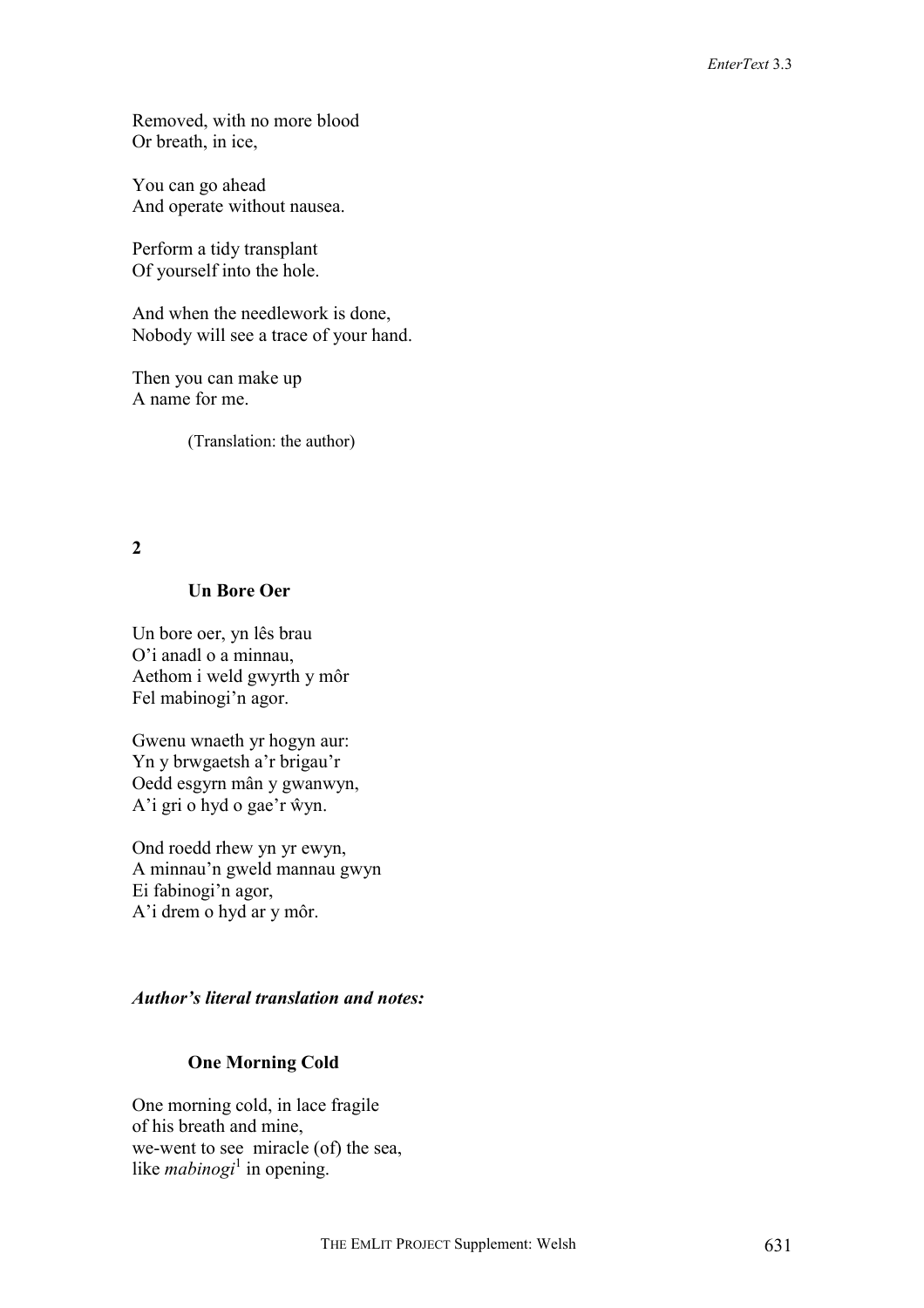Removed, with no more blood
Or breath, in ice,

You can go ahead
And operate without nausea.

Perform a tidy transplant
Of yourself into the hole.

And when the needlework is done,
Nobody will see a trace of your hand.

Then you can make up
A name for me.

(Translation: the author)

**2**

### Un Bore Oer

Un bore oer, yn lês brau
O'i anadl o a minnau,
Aethom i weld gwyrth y môr
Fel mabinogi'n agor.

Gwenu wnaeth yr hogyn aur:
Yn y brwgaetsh a'r brigau'r
Oedd esgyrn mân y gwanwyn,
A'i gri o hyd o gae'r ŵyn.

Ond roedd rhew yn yr ewyn,
A minnau'n gweld mannau gwyn
Ei fabinogi'n agor,
A'i drem o hyd ar y môr.

***Author's literal translation and notes:***

### One Morning Cold

One morning cold, in lace fragile
of his breath and mine,
we-went to see miracle (of) the sea,
like *mabinogi*[1] in opening.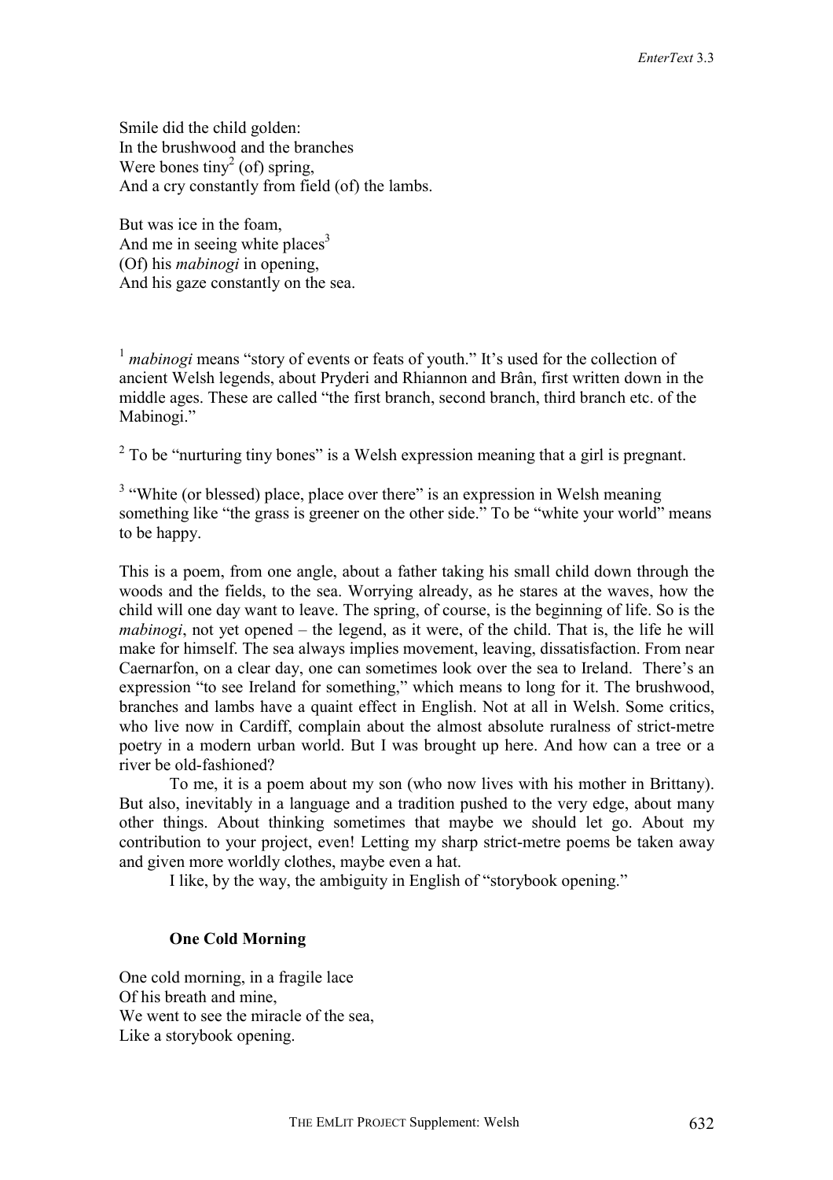Smile did the child golden:  
In the brushwood and the branches  
Were bones tiny[2] (of) spring,  
And a cry constantly from field (of) the lambs.

But was ice in the foam,  
And me in seeing white places[3]  
(Of) his *mabinogi* in opening,  
And his gaze constantly on the sea.

[1] *mabinogi* means "story of events or feats of youth." It's used for the collection of ancient Welsh legends, about Pryderi and Rhiannon and Brân, first written down in the middle ages. These are called "the first branch, second branch, third branch etc. of the Mabinogi."

[2] To be "nurturing tiny bones" is a Welsh expression meaning that a girl is pregnant.

[3] "White (or blessed) place, place over there" is an expression in Welsh meaning something like "the grass is greener on the other side." To be "white your world" means to be happy.

This is a poem, from one angle, about a father taking his small child down through the woods and the fields, to the sea. Worrying already, as he stares at the waves, how the child will one day want to leave. The spring, of course, is the beginning of life. So is the *mabinogi*, not yet opened – the legend, as it were, of the child. That is, the life he will make for himself. The sea always implies movement, leaving, dissatisfaction. From near Caernarfon, on a clear day, one can sometimes look over the sea to Ireland. There's an expression "to see Ireland for something," which means to long for it. The brushwood, branches and lambs have a quaint effect in English. Not at all in Welsh. Some critics, who live now in Cardiff, complain about the almost absolute ruralness of strict-metre poetry in a modern urban world. But I was brought up here. And how can a tree or a river be old-fashioned?

To me, it is a poem about my son (who now lives with his mother in Brittany). But also, inevitably in a language and a tradition pushed to the very edge, about many other things. About thinking sometimes that maybe we should let go. About my contribution to your project, even! Letting my sharp strict-metre poems be taken away and given more worldly clothes, maybe even a hat.

I like, by the way, the ambiguity in English of "storybook opening."

**One Cold Morning**

One cold morning, in a fragile lace  
Of his breath and mine,  
We went to see the miracle of the sea,  
Like a storybook opening.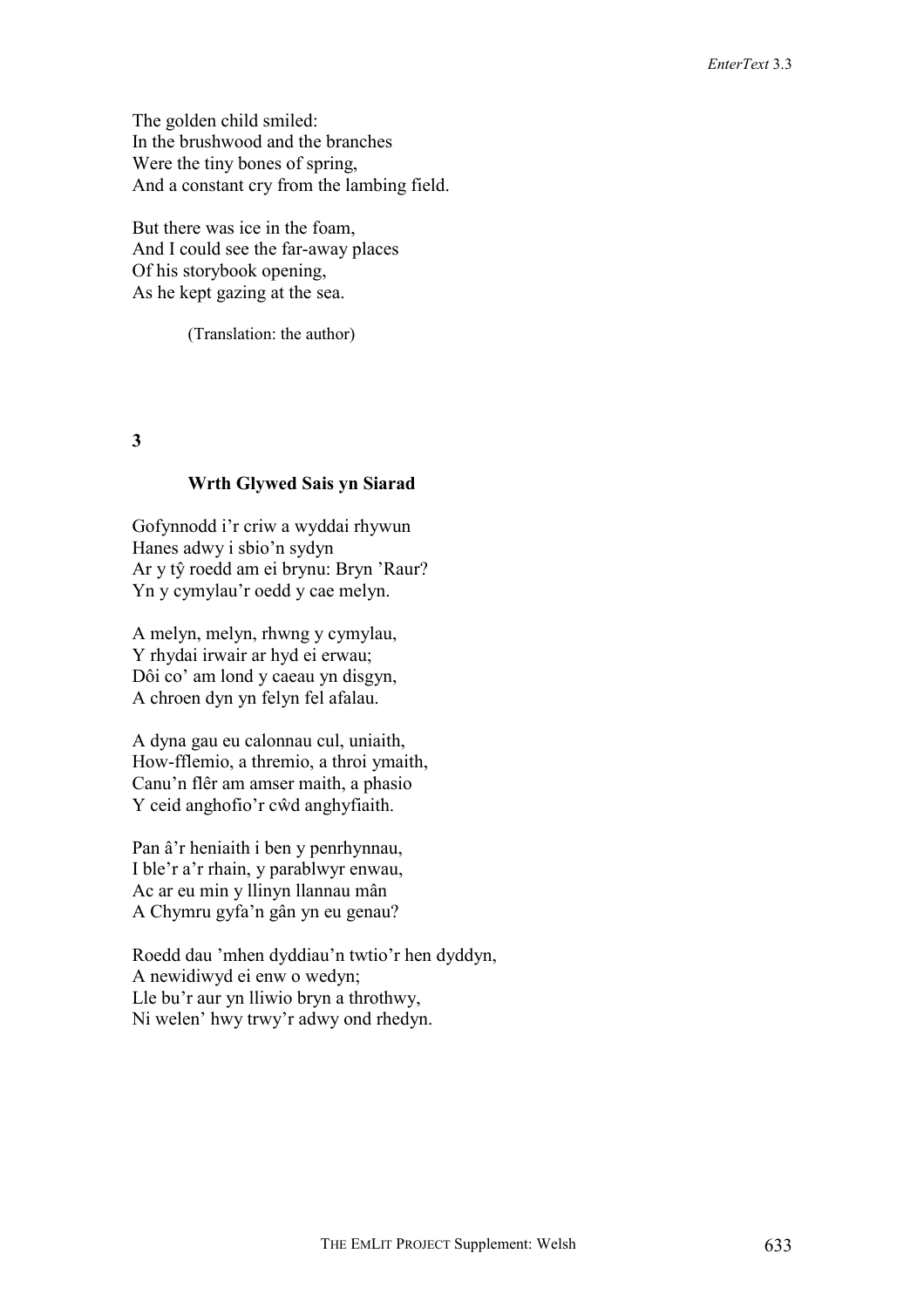The golden child smiled:  
In the brushwood and the branches  
Were the tiny bones of spring,  
And a constant cry from the lambing field.

But there was ice in the foam,  
And I could see the far-away places  
Of his storybook opening,  
As he kept gazing at the sea.

(Translation: the author)

**3**

**Wrth Glywed Sais yn Siarad**

Gofynnodd i'r criw a wyddai rhywun  
Hanes adwy i sbio'n sydyn  
Ar y tŷ roedd am ei brynu: Bryn 'Raur?  
Yn y cymylau'r oedd y cae melyn.

A melyn, melyn, rhwng y cymylau,  
Y rhydai irwair ar hyd ei erwau;  
Dôi co' am lond y caeau yn disgyn,  
A chroen dyn yn felyn fel afalau.

A dyna gau eu calonnau cul, uniaith,  
How-fflemio, a thremio, a throi ymaith,  
Canu'n flêr am amser maith, a phasio  
Y ceid anghofio'r cŵd anghyfiaith.

Pan â'r heniaith i ben y penrhynnau,  
I ble'r a'r rhain, y parablwyr enwau,  
Ac ar eu min y llinyn llannau mân  
A Chymru gyfa'n gân yn eu genau?

Roedd dau 'mhen dyddiau'n twtio'r hen dyddyn,  
A newidiwyd ei enw o wedyn;  
Lle bu'r aur yn lliwio bryn a throthwy,  
Ni welen' hwy trwy'r adwy ond rhedyn.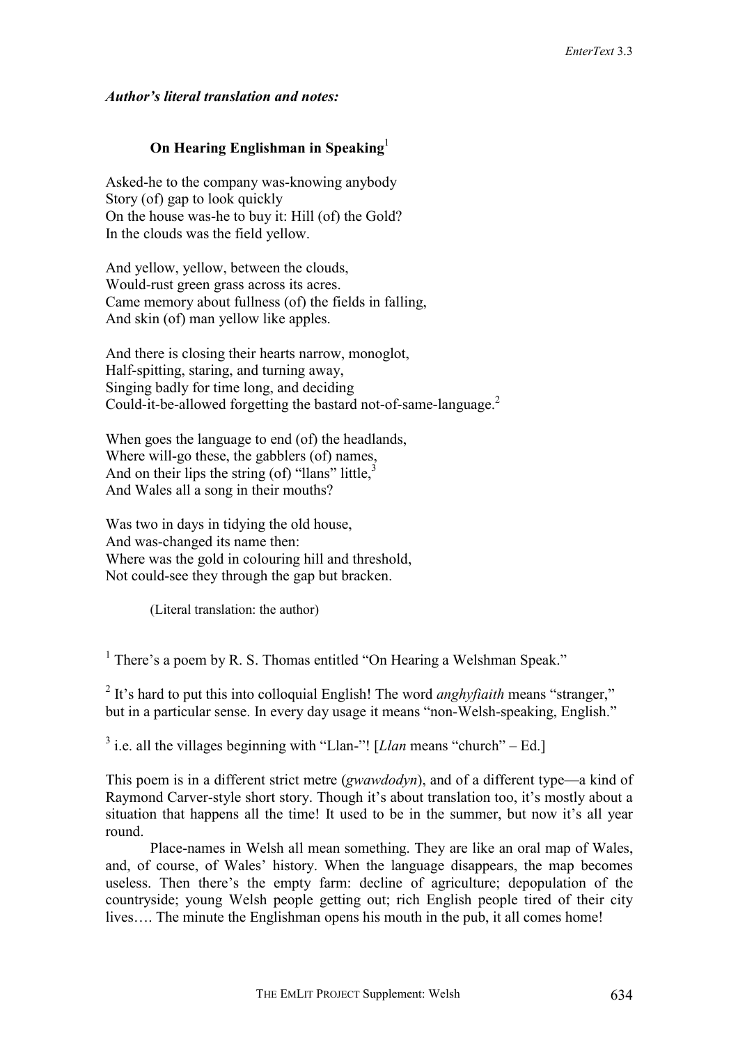***Author's literal translation and notes:***

### On Hearing Englishman in Speaking[1]

Asked-he to the company was-knowing anybody
Story (of) gap to look quickly
On the house was-he to buy it: Hill (of) the Gold?
In the clouds was the field yellow.

And yellow, yellow, between the clouds,
Would-rust green grass across its acres.
Came memory about fullness (of) the fields in falling,
And skin (of) man yellow like apples.

And there is closing their hearts narrow, monoglot,
Half-spitting, staring, and turning away,
Singing badly for time long, and deciding
Could-it-be-allowed forgetting the bastard not-of-same-language.[2]

When goes the language to end (of) the headlands,
Where will-go these, the gabblers (of) names,
And on their lips the string (of) "llans" little,[3]
And Wales all a song in their mouths?

Was two in days in tidying the old house,
And was-changed its name then:
Where was the gold in colouring hill and threshold,
Not could-see they through the gap but bracken.

(Literal translation: the author)

[1] There's a poem by R. S. Thomas entitled "On Hearing a Welshman Speak."

[2] It's hard to put this into colloquial English! The word *anghyfiaith* means "stranger," but in a particular sense. In every day usage it means "non-Welsh-speaking, English."

[3] i.e. all the villages beginning with "Llan-"! [*Llan* means "church" – Ed.]

This poem is in a different strict metre (*gwawdodyn*), and of a different type—a kind of Raymond Carver-style short story. Though it's about translation too, it's mostly about a situation that happens all the time! It used to be in the summer, but now it's all year round.

Place-names in Welsh all mean something. They are like an oral map of Wales, and, of course, of Wales' history. When the language disappears, the map becomes useless. Then there's the empty farm: decline of agriculture; depopulation of the countryside; young Welsh people getting out; rich English people tired of their city lives…. The minute the Englishman opens his mouth in the pub, it all comes home!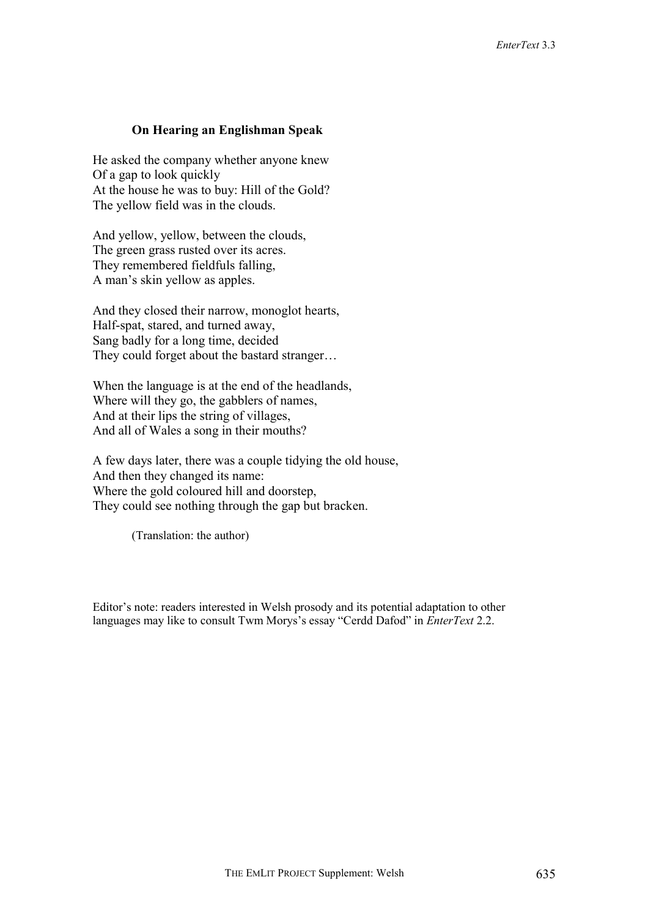### On Hearing an Englishman Speak

He asked the company whether anyone knew  
Of a gap to look quickly  
At the house he was to buy: Hill of the Gold?  
The yellow field was in the clouds.

And yellow, yellow, between the clouds,  
The green grass rusted over its acres.  
They remembered fieldfuls falling,  
A man's skin yellow as apples.

And they closed their narrow, monoglot hearts,  
Half-spat, stared, and turned away,  
Sang badly for a long time, decided  
They could forget about the bastard stranger…

When the language is at the end of the headlands,  
Where will they go, the gabblers of names,  
And at their lips the string of villages,  
And all of Wales a song in their mouths?

A few days later, there was a couple tidying the old house,  
And then they changed its name:  
Where the gold coloured hill and doorstep,  
They could see nothing through the gap but bracken.

(Translation: the author)

Editor's note: readers interested in Welsh prosody and its potential adaptation to other languages may like to consult Twm Morys's essay "Cerdd Dafod" in *EnterText* 2.2.